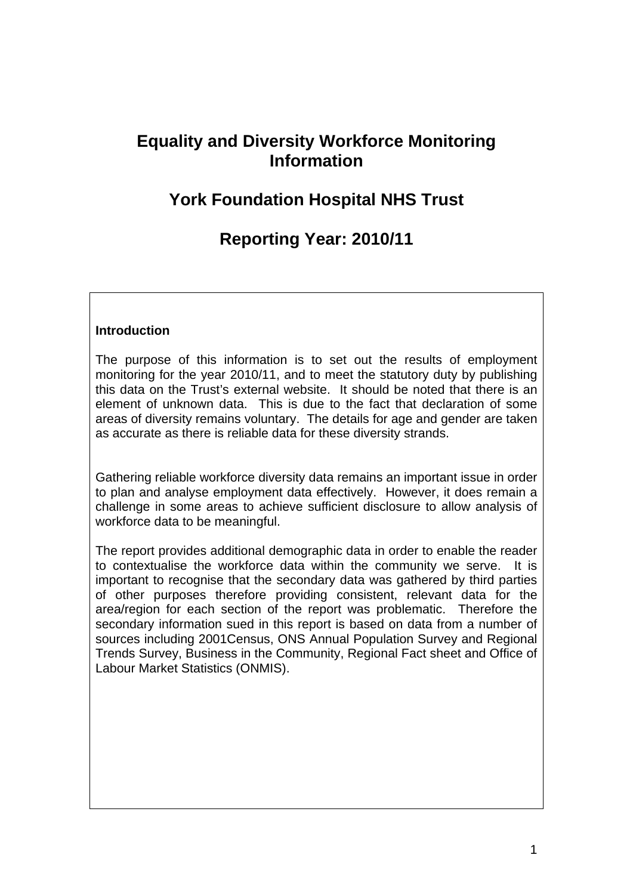# Equality and Diversity Workforce Monitoring Information

## York Foundation Hospital NHS Trust

## Reporting Year: 2010/11

**Introduction**

The purpose of this information is to set out the results of employment monitoring for the year 2010/11, and to meet the statutory duty by publishing this data on the Trust's external website. It should be noted that there is an element of unknown data. This is due to the fact that declaration of some areas of diversity remains voluntary. The details for age and gender are taken as accurate as there is reliable data for these diversity strands.

Gathering reliable workforce diversity data remains an important issue in order to plan and analyse employment data effectively. However, it does remain a challenge in some areas to achieve sufficient disclosure to allow analysis of workforce data to be meaningful.

The report provides additional demographic data in order to enable the reader to contextualise the workforce data within the community we serve. It is important to recognise that the secondary data was gathered by third parties of other purposes therefore providing consistent, relevant data for the area/region for each section of the report was problematic. Therefore the secondary information sued in this report is based on data from a number of sources including 2001Census, ONS Annual Population Survey and Regional Trends Survey, Business in the Community, Regional Fact sheet and Office of Labour Market Statistics (ONMIS).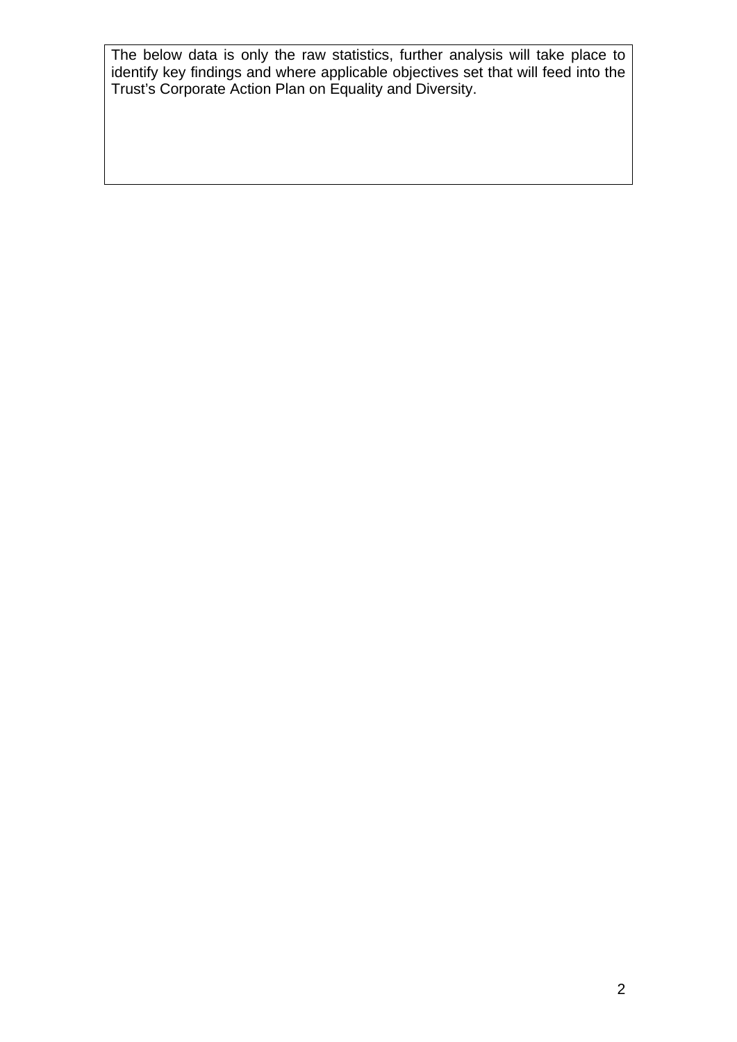The below data is only the raw statistics, further analysis will take place to identify key findings and where applicable objectives set that will feed into the Trust's Corporate Action Plan on Equality and Diversity.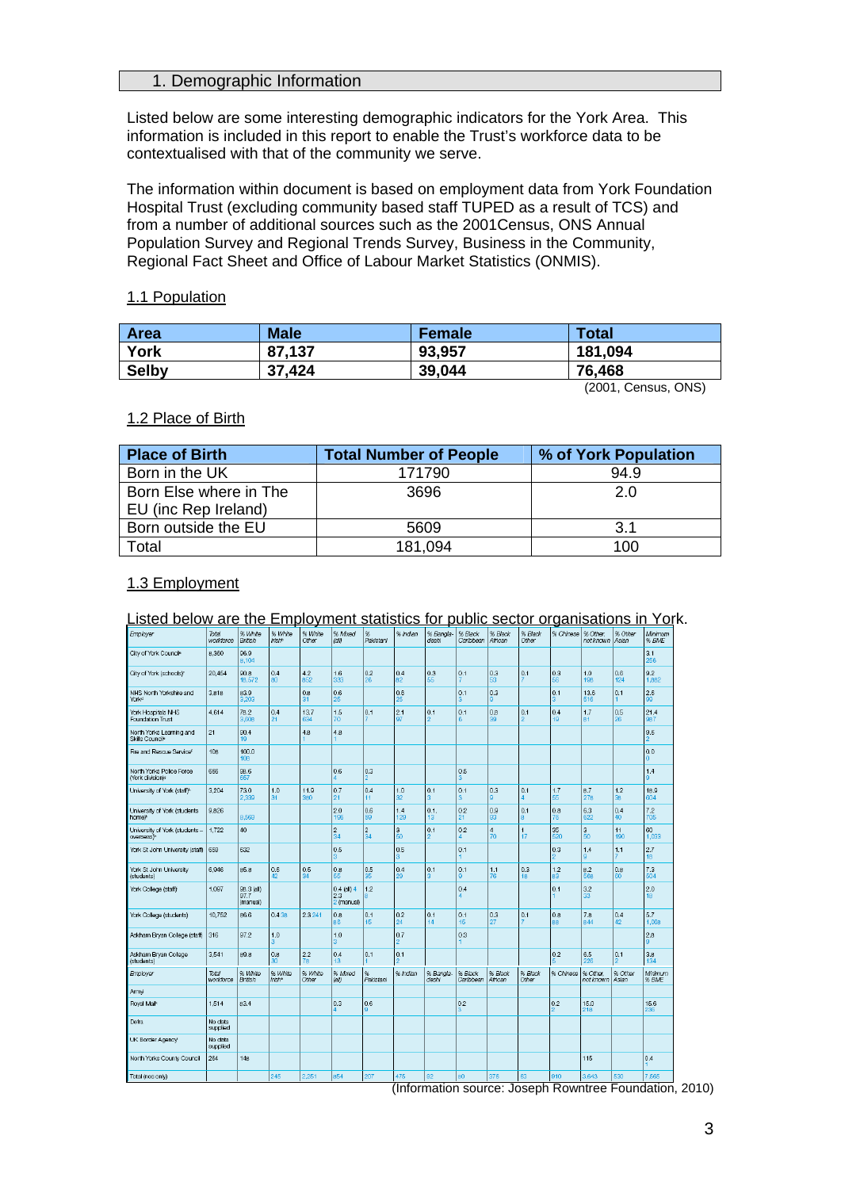## 1. Demographic Information

Listed below are some interesting demographic indicators for the York Area. This information is included in this report to enable the Trust's workforce data to be contextualised with that of the community we serve.

The information within document is based on employment data from York Foundation Hospital Trust (excluding community based staff TUPED as a result of TCS) and from a number of additional sources such as the 2001Census, ONS Annual Population Survey and Regional Trends Survey, Business in the Community, Regional Fact Sheet and Office of Labour Market Statistics (ONMIS).

### 1.1 Population

| Area | Male | Female | Total |
|---|---|---|---|
| York | 87,137 | 93,957 | 181,094 |
| Selby | 37,424 | 39,044 | 76,468 |

(2001, Census, ONS)

### 1.2 Place of Birth

| Place of Birth | Total Number of People | % of York Population |
|---|---|---|
| Born in the UK | 171790 | 94.9 |
| Born Else where in The EU (inc Rep Ireland) | 3696 | 2.0 |
| Born outside the EU | 5609 | 3.1 |
| Total | 181,094 | 100 |

### 1.3 Employment

Listed below are the Employment statistics for public sector organisations in York.

| Employer | Total workforce | % White British | % White Irish* | % White Other | % Mixed (all) | % Pakistani | % Indian | % Bangla-deshi | % Black Caribbean | % Black African | % Black Other | % Chinese | % Other not known | % Other Asian | Minimum % BME |
|---|---|---|---|---|---|---|---|---|---|---|---|---|---|---|---|
| City of York Council* | 8,350 | 96.9 8,104 | | | | | | | | | | | | | 3.1 256 |
| City of York (schools)* | 20,454 | 90.8 18,572 | 0.4 80 | 4.2 852 | 1.6 333 | 0.2 26 | 0.4 82 | 0.3 55 | 0.1 7 | 0.3 53 | 0.1 7 | 0.3 56 | 1.0 198 | 0.6 124 | 9.2 1,882 |
| NHS North Yorkshire and York* | 3,818 | 83.9 3,203 | | 0.8 31 | 0.6 25 | | 0.6 25 | | 0.1 3 | 0.3 0 | | 0.1 3 | 13.6 516 | 0.1 1 | 2.6 99 |
| York Hospitals NHS Foundation Trust | 4,614 | 78.2 3,608 | 0.4 21 | 13.7 634 | 1.5 70 | 0.1 7 | 2.1 97 | 0.1 2 | 0.1 6 | 0.8 39 | 0.1 2 | 0.4 19 | 1.7 81 | 0.5 26 | 21.4 987 |
| North Yorks Learning and Skills Council* | 21 | 90.4 19 | | 4.8 | 4.8 1 | | | | | | | | | | 9.6 2 |
| Fire and Rescue Service* | 108 | 100.0 108 | | | | | | | | | | | | | 0.0 0 |
| North Yorks Police Force (York division)* | 666 | 98.5 657 | | | 0.6 4 | 0.3 2 | | | 0.5 3 | | | | | | 1.4 9 |
| University of York (staff)* | 3,204 | 73.0 2,339 | 1.0 31 | 11.9 380 | 0.7 21 | 0.4 11 | 1.0 32 | 0.1 3 | 0.1 3 | 0.3 9 | 0.1 4 | 1.7 55 | 8.7 278 | 1.2 38 | 18.9 604 |
| University of York (students home)* | 9,826 | 8,569 | | | 2.0 196 | 0.6 59 | 1.4 129 | 0.1 13 | 0.2 21 | 0.9 93 | 0.1 8 | 0.8 76 | 6.3 622 | 0.4 40 | 7.2 705 |
| University of York (students – overseas)* | 1,722 | 40 | | | 2 34 | 2 34 | 3 50 | 0.1 2 | 0.2 4 | 4 70 | 1 17 | 35 520 | 3 50 | 11 190 | 60 1,033 |
| York St John University (staff) | 659 | 632 | | | 0.5 3 | | 0.5 3 | | 0.1 1 | | | 0.3 2 | 1.4 9 | 1.1 7 | 2.7 18 |
| York St John University (students) | 6,946 | 85.8 | 0.6 42 | 0.5 34 | 0.8 55 | 0.5 35 | 0.4 29 | 0.1 3 | 0.1 9 | 1.1 76 | 0.3 18 | 1.2 83 | 8.2 568 | 0.8 60 | 7.3 504 |
| York College (staff) | 1,097 | 96.3 (all) 97.7 (manual) | | | 0.4 (all) 4 2.3 2 (manual) | 1.2 8 | | | 0.4 4 | | | 0.1 1 | 3.2 33 | | 2.0 18 |
| York College (students) | 10,752 | 86.6 | 0.4 38 | 2.3 241 | 0.8 88 | 0.1 15 | 0.2 24 | 0.1 14 | 0.1 16 | 0.3 27 | 0.1 7 | 0.8 88 | 7.8 844 | 0.4 42 | 5.7 1,068 |
| Askham Bryan College (staff) | 316 | 97.2 | 1.0 3 | | 1.0 3 | | 0.7 2 | | 0.3 1 | | | | | | 2.8 9 |
| Askham Bryan College (students) | 3,541 | 89.8 | 0.8 30 | 2.2 78 | 0.4 13 | 0.1 1 | 0.1 2 | | | | | 0.2 5 | 6.5 226 | 0.1 2 | 3.8 134 |
| Army | | | | | | | | | | | | | | | |
| Royal Mail* | 1,514 | 83.4 | | | 0.3 4 | 0.6 9 | | | 0.2 3 | | | 0.2 2 | 15.0 218 | | 15.6 236 |
| Defra | No data supplied | | | | | | | | | | | | | | |
| UK Border Agency | No data supplied | | | | | | | | | | | | | | |
| North Yorks County Council | 284 | 148 | | | | | | | | | | | 115 | | 0.4 1 |
| Total (nos only) | | | 245 | 2,251 | 854 | 207 | 475 | 92 | 80 | 376 | 63 | 910 | 3,643 | 530 | 7,666 |

(Information source: Joseph Rowntree Foundation, 2010)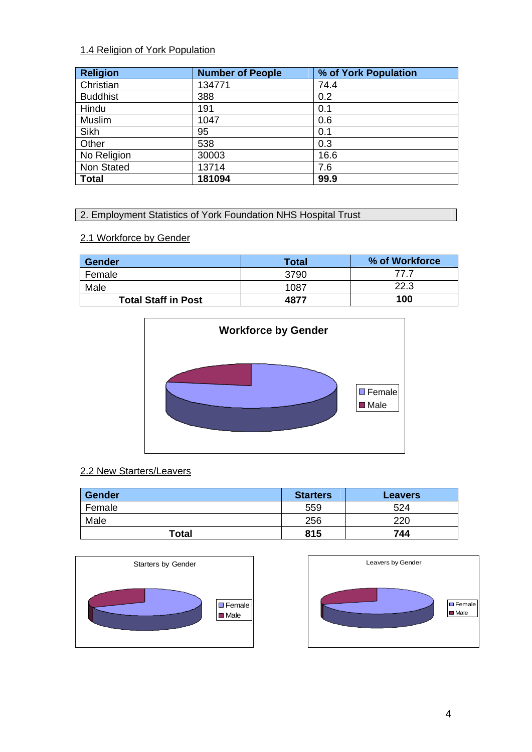### 1.4 Religion of York Population

| Religion | Number of People | % of York Population |
|---|---|---|
| Christian | 134771 | 74.4 |
| Buddhist | 388 | 0.2 |
| Hindu | 191 | 0.1 |
| Muslim | 1047 | 0.6 |
| Sikh | 95 | 0.1 |
| Other | 538 | 0.3 |
| No Religion | 30003 | 16.6 |
| Non Stated | 13714 | 7.6 |
| **Total** | **181094** | **99.9** |

## 2. Employment Statistics of York Foundation NHS Hospital Trust

### 2.1 Workforce by Gender

| Gender | Total | % of Workforce |
|---|---|---|
| Female | 3790 | 77.7 |
| Male | 1087 | 22.3 |
| **Total Staff in Post** | **4877** | **100** |

Workforce by Gender

### 2.2 New Starters/Leavers

| Gender | Starters | Leavers |
|---|---|---|
| Female | 559 | 524 |
| Male | 256 | 220 |
| **Total** | **815** | **744** |

Starters by Gender

Leavers by Gender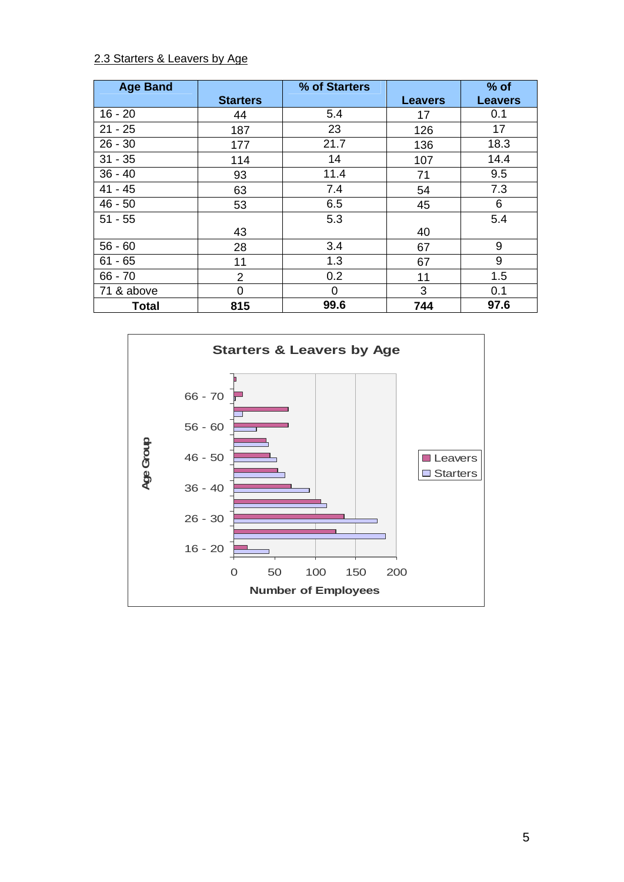## 2.3 Starters & Leavers by Age

| Age Band | Starters | % of Starters | Leavers | % of Leavers |
|---|---|---|---|---|
| 16 - 20 | 44 | 5.4 | 17 | 0.1 |
| 21 - 25 | 187 | 23 | 126 | 17 |
| 26 - 30 | 177 | 21.7 | 136 | 18.3 |
| 31 - 35 | 114 | 14 | 107 | 14.4 |
| 36 - 40 | 93 | 11.4 | 71 | 9.5 |
| 41 - 45 | 63 | 7.4 | 54 | 7.3 |
| 46 - 50 | 53 | 6.5 | 45 | 6 |
| 51 - 55 | 43 | 5.3 | 40 | 5.4 |
| 56 - 60 | 28 | 3.4 | 67 | 9 |
| 61 - 65 | 11 | 1.3 | 67 | 9 |
| 66 - 70 | 2 | 0.2 | 11 | 1.5 |
| 71 & above | 0 | 0 | 3 | 0.1 |
| **Total** | **815** | **99.6** | **744** | **97.6** |

**Starters & Leavers by Age**

Age Group: 16 - 20, 26 - 30, 36 - 40, 46 - 50, 56 - 60, 66 - 70

Number of Employees: 0, 50, 100, 150, 200

Legend: Leavers, Starters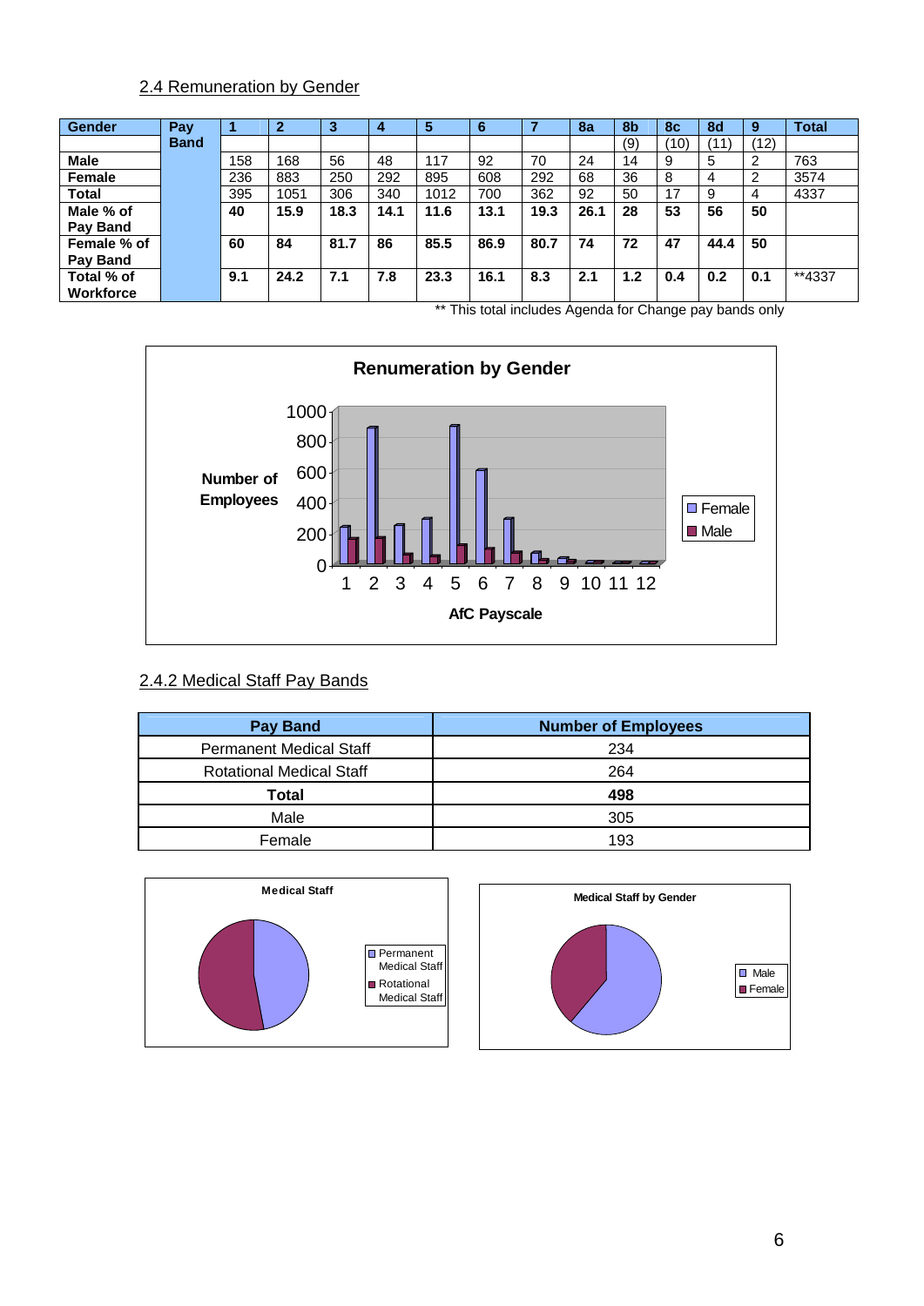## 2.4 Remuneration by Gender

| Gender | Pay Band | 1 | 2 | 3 | 4 | 5 | 6 | 7 | 8a | 8b | 8c | 8d | 9 | Total |
|---|---|---|---|---|---|---|---|---|---|---|---|---|---|---|
| | | | | | | | | | | (9) | (10) | (11) | (12) | |
| **Male** | | 158 | 168 | 56 | 48 | 117 | 92 | 70 | 24 | 14 | 9 | 5 | 2 | 763 |
| **Female** | | 236 | 883 | 250 | 292 | 895 | 608 | 292 | 68 | 36 | 8 | 4 | 2 | 3574 |
| **Total** | | 395 | 1051 | 306 | 340 | 1012 | 700 | 362 | 92 | 50 | 17 | 9 | 4 | 4337 |
| **Male % of Pay Band** | | **40** | **15.9** | **18.3** | **14.1** | **11.6** | **13.1** | **19.3** | **26.1** | **28** | **53** | **56** | **50** | |
| **Female % of Pay Band** | | **60** | **84** | **81.7** | **86** | **85.5** | **86.9** | **80.7** | **74** | **72** | **47** | **44.4** | **50** | |
| **Total % of Workforce** | | **9.1** | **24.2** | **7.1** | **7.8** | **23.3** | **16.1** | **8.3** | **2.1** | **1.2** | **0.4** | **0.2** | **0.1** | **4337 |

** This total includes Agenda for Change pay bands only

**Renumeration by Gender**

## 2.4.2 Medical Staff Pay Bands

| Pay Band | Number of Employees |
|---|---|
| Permanent Medical Staff | 234 |
| Rotational Medical Staff | 264 |
| **Total** | **498** |
| Male | 305 |
| Female | 193 |

**Medical Staff**

**Medical Staff by Gender**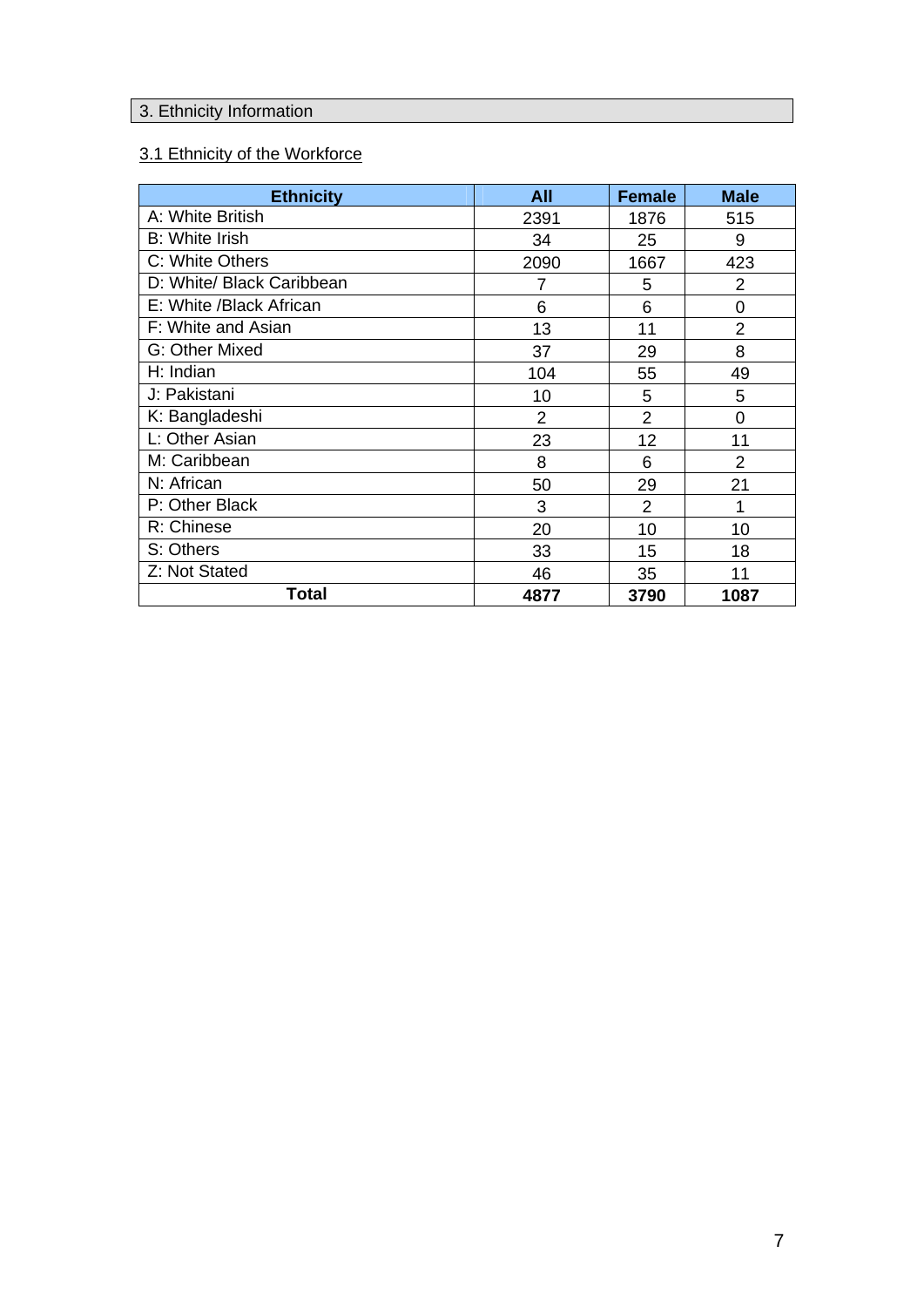## 3. Ethnicity Information

### 3.1 Ethnicity of the Workforce

| Ethnicity | All | Female | Male |
|---|---|---|---|
| A: White British | 2391 | 1876 | 515 |
| B: White Irish | 34 | 25 | 9 |
| C: White Others | 2090 | 1667 | 423 |
| D: White/ Black Caribbean | 7 | 5 | 2 |
| E: White /Black African | 6 | 6 | 0 |
| F: White and Asian | 13 | 11 | 2 |
| G: Other Mixed | 37 | 29 | 8 |
| H: Indian | 104 | 55 | 49 |
| J: Pakistani | 10 | 5 | 5 |
| K: Bangladeshi | 2 | 2 | 0 |
| L: Other Asian | 23 | 12 | 11 |
| M: Caribbean | 8 | 6 | 2 |
| N: African | 50 | 29 | 21 |
| P: Other Black | 3 | 2 | 1 |
| R: Chinese | 20 | 10 | 10 |
| S: Others | 33 | 15 | 18 |
| Z: Not Stated | 46 | 35 | 11 |
| **Total** | **4877** | **3790** | **1087** |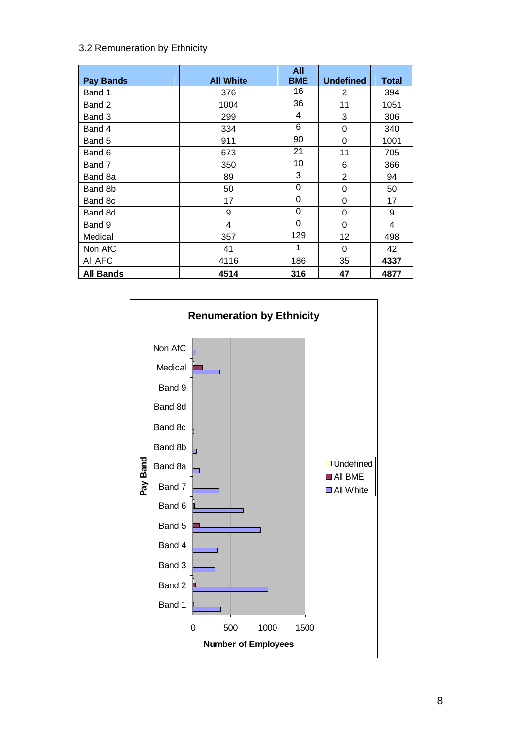3.2 Remuneration by Ethnicity

| Pay Bands | All White | All BME | Undefined | Total |
|---|---|---|---|---|
| Band 1 | 376 | 16 | 2 | 394 |
| Band 2 | 1004 | 36 | 11 | 1051 |
| Band 3 | 299 | 4 | 3 | 306 |
| Band 4 | 334 | 6 | 0 | 340 |
| Band 5 | 911 | 90 | 0 | 1001 |
| Band 6 | 673 | 21 | 11 | 705 |
| Band 7 | 350 | 10 | 6 | 366 |
| Band 8a | 89 | 3 | 2 | 94 |
| Band 8b | 50 | 0 | 0 | 50 |
| Band 8c | 17 | 0 | 0 | 17 |
| Band 8d | 9 | 0 | 0 | 9 |
| Band 9 | 4 | 0 | 0 | 4 |
| Medical | 357 | 129 | 12 | 498 |
| Non AfC | 41 | 1 | 0 | 42 |
| All AFC | 4116 | 186 | 35 | **4337** |
| **All Bands** | **4514** | **316** | **47** | **4877** |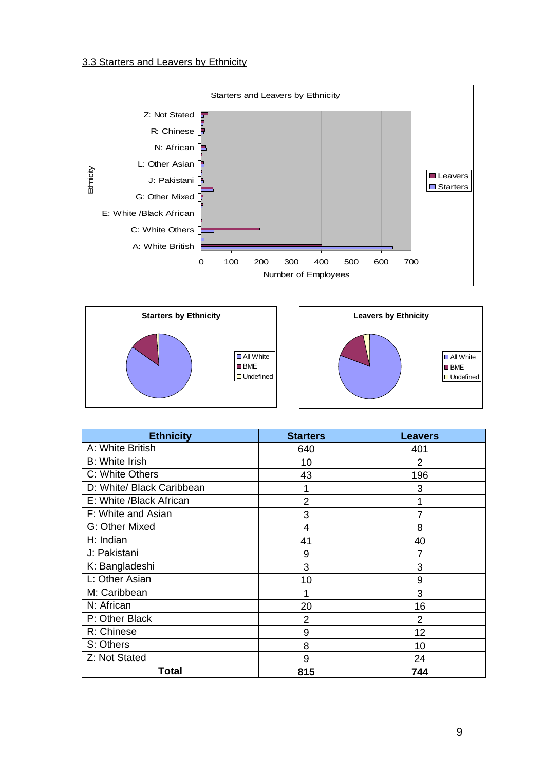## 3.3 Starters and Leavers by Ethnicity

| Ethnicity | Starters | Leavers |
|---|---|---|
| A: White British | 640 | 401 |
| B: White Irish | 10 | 2 |
| C: White Others | 43 | 196 |
| D: White/ Black Caribbean | 1 | 3 |
| E: White /Black African | 2 | 1 |
| F: White and Asian | 3 | 7 |
| G: Other Mixed | 4 | 8 |
| H: Indian | 41 | 40 |
| J: Pakistani | 9 | 7 |
| K: Bangladeshi | 3 | 3 |
| L: Other Asian | 10 | 9 |
| M: Caribbean | 1 | 3 |
| N: African | 20 | 16 |
| P: Other Black | 2 | 2 |
| R: Chinese | 9 | 12 |
| S: Others | 8 | 10 |
| Z: Not Stated | 9 | 24 |
| **Total** | **815** | **744** |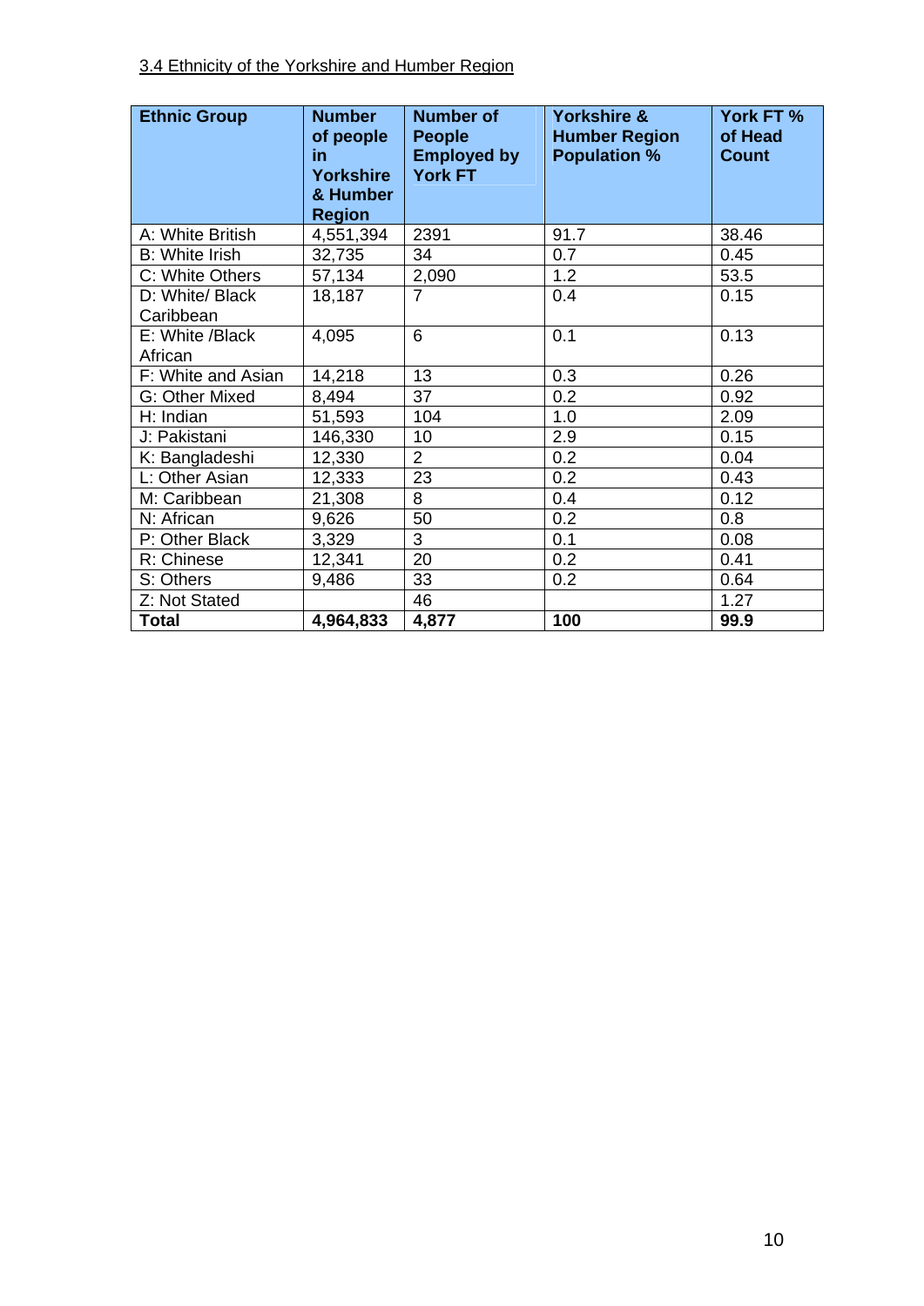3.4 Ethnicity of the Yorkshire and Humber Region

| Ethnic Group | Number of people in Yorkshire & Humber Region | Number of People Employed by York FT | Yorkshire & Humber Region Population % | York FT % of Head Count |
|---|---|---|---|---|
| A: White British | 4,551,394 | 2391 | 91.7 | 38.46 |
| B: White Irish | 32,735 | 34 | 0.7 | 0.45 |
| C: White Others | 57,134 | 2,090 | 1.2 | 53.5 |
| D: White/ Black Caribbean | 18,187 | 7 | 0.4 | 0.15 |
| E: White /Black African | 4,095 | 6 | 0.1 | 0.13 |
| F: White and Asian | 14,218 | 13 | 0.3 | 0.26 |
| G: Other Mixed | 8,494 | 37 | 0.2 | 0.92 |
| H: Indian | 51,593 | 104 | 1.0 | 2.09 |
| J: Pakistani | 146,330 | 10 | 2.9 | 0.15 |
| K: Bangladeshi | 12,330 | 2 | 0.2 | 0.04 |
| L: Other Asian | 12,333 | 23 | 0.2 | 0.43 |
| M: Caribbean | 21,308 | 8 | 0.4 | 0.12 |
| N: African | 9,626 | 50 | 0.2 | 0.8 |
| P: Other Black | 3,329 | 3 | 0.1 | 0.08 |
| R: Chinese | 12,341 | 20 | 0.2 | 0.41 |
| S: Others | 9,486 | 33 | 0.2 | 0.64 |
| Z: Not Stated | | 46 | | 1.27 |
| **Total** | **4,964,833** | **4,877** | **100** | **99.9** |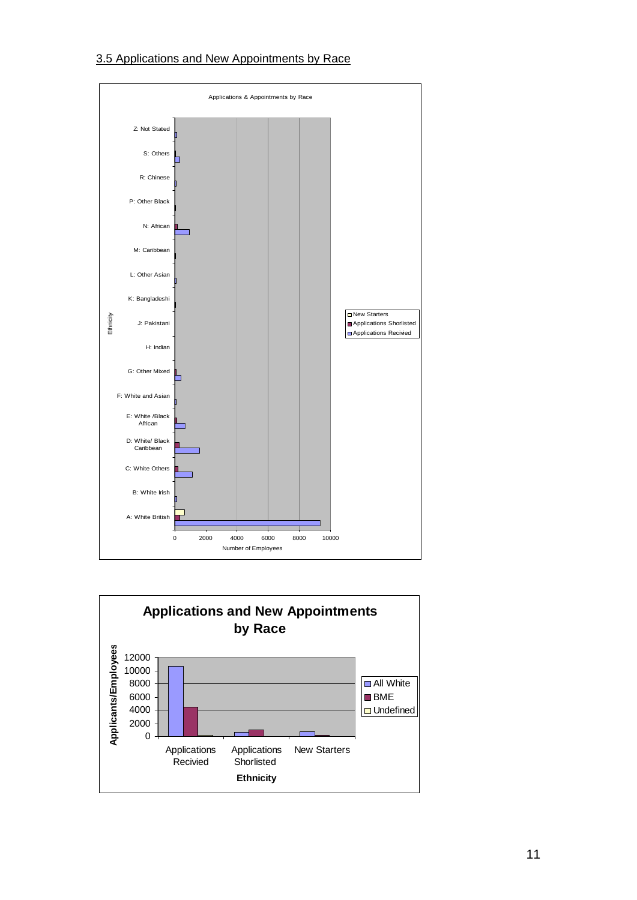## 3.5 Applications and New Appointments by Race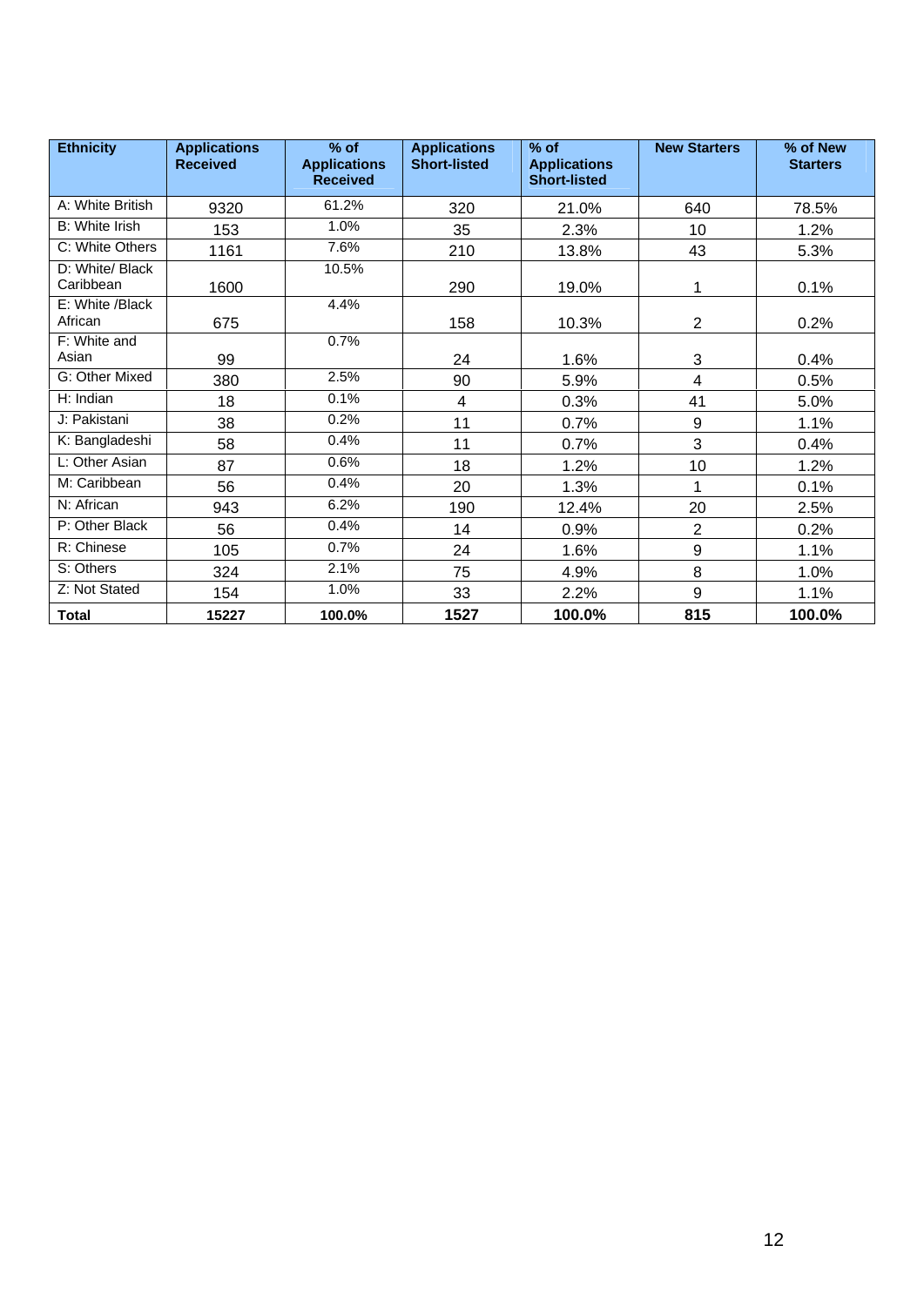| Ethnicity | Applications Received | % of Applications Received | Applications Short-listed | % of Applications Short-listed | New Starters | % of New Starters |
|---|---|---|---|---|---|---|
| A: White British | 9320 | 61.2% | 320 | 21.0% | 640 | 78.5% |
| B: White Irish | 153 | 1.0% | 35 | 2.3% | 10 | 1.2% |
| C: White Others | 1161 | 7.6% | 210 | 13.8% | 43 | 5.3% |
| D: White/ Black Caribbean | 1600 | 10.5% | 290 | 19.0% | 1 | 0.1% |
| E: White /Black African | 675 | 4.4% | 158 | 10.3% | 2 | 0.2% |
| F: White and Asian | 99 | 0.7% | 24 | 1.6% | 3 | 0.4% |
| G: Other Mixed | 380 | 2.5% | 90 | 5.9% | 4 | 0.5% |
| H: Indian | 18 | 0.1% | 4 | 0.3% | 41 | 5.0% |
| J: Pakistani | 38 | 0.2% | 11 | 0.7% | 9 | 1.1% |
| K: Bangladeshi | 58 | 0.4% | 11 | 0.7% | 3 | 0.4% |
| L: Other Asian | 87 | 0.6% | 18 | 1.2% | 10 | 1.2% |
| M: Caribbean | 56 | 0.4% | 20 | 1.3% | 1 | 0.1% |
| N: African | 943 | 6.2% | 190 | 12.4% | 20 | 2.5% |
| P: Other Black | 56 | 0.4% | 14 | 0.9% | 2 | 0.2% |
| R: Chinese | 105 | 0.7% | 24 | 1.6% | 9 | 1.1% |
| S: Others | 324 | 2.1% | 75 | 4.9% | 8 | 1.0% |
| Z: Not Stated | 154 | 1.0% | 33 | 2.2% | 9 | 1.1% |
| **Total** | **15227** | **100.0%** | **1527** | **100.0%** | **815** | **100.0%** |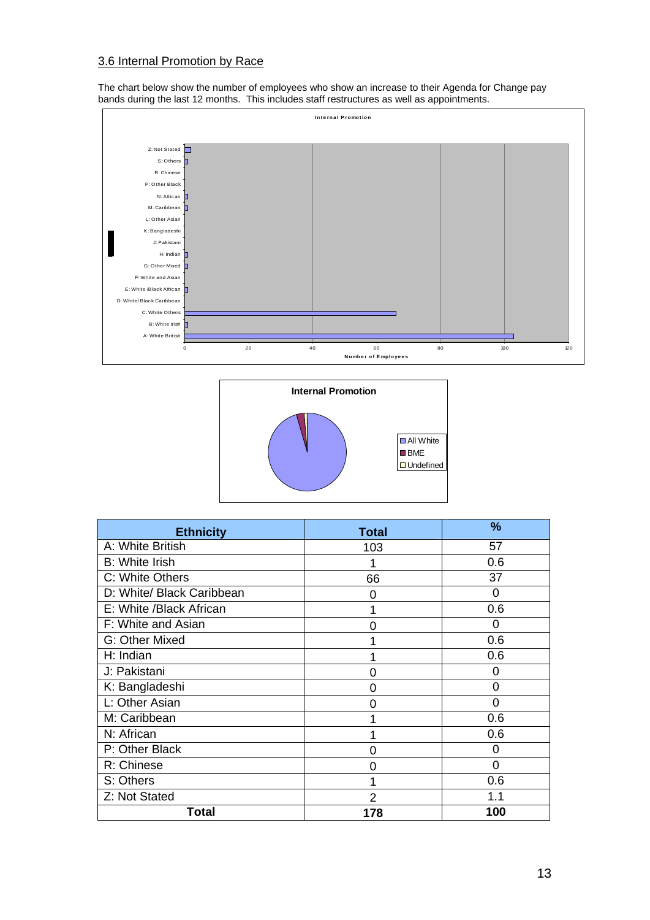## 3.6 Internal Promotion by Race

The chart below show the number of employees who show an increase to their Agenda for Change pay bands during the last 12 months. This includes staff restructures as well as appointments.

| Ethnicity | Total | % |
|---|---|---|
| A: White British | 103 | 57 |
| B: White Irish | 1 | 0.6 |
| C: White Others | 66 | 37 |
| D: White/ Black Caribbean | 0 | 0 |
| E: White /Black African | 1 | 0.6 |
| F: White and Asian | 0 | 0 |
| G: Other Mixed | 1 | 0.6 |
| H: Indian | 1 | 0.6 |
| J: Pakistani | 0 | 0 |
| K: Bangladeshi | 0 | 0 |
| L: Other Asian | 0 | 0 |
| M: Caribbean | 1 | 0.6 |
| N: African | 1 | 0.6 |
| P: Other Black | 0 | 0 |
| R: Chinese | 0 | 0 |
| S: Others | 1 | 0.6 |
| Z: Not Stated | 2 | 1.1 |
| **Total** | **178** | **100** |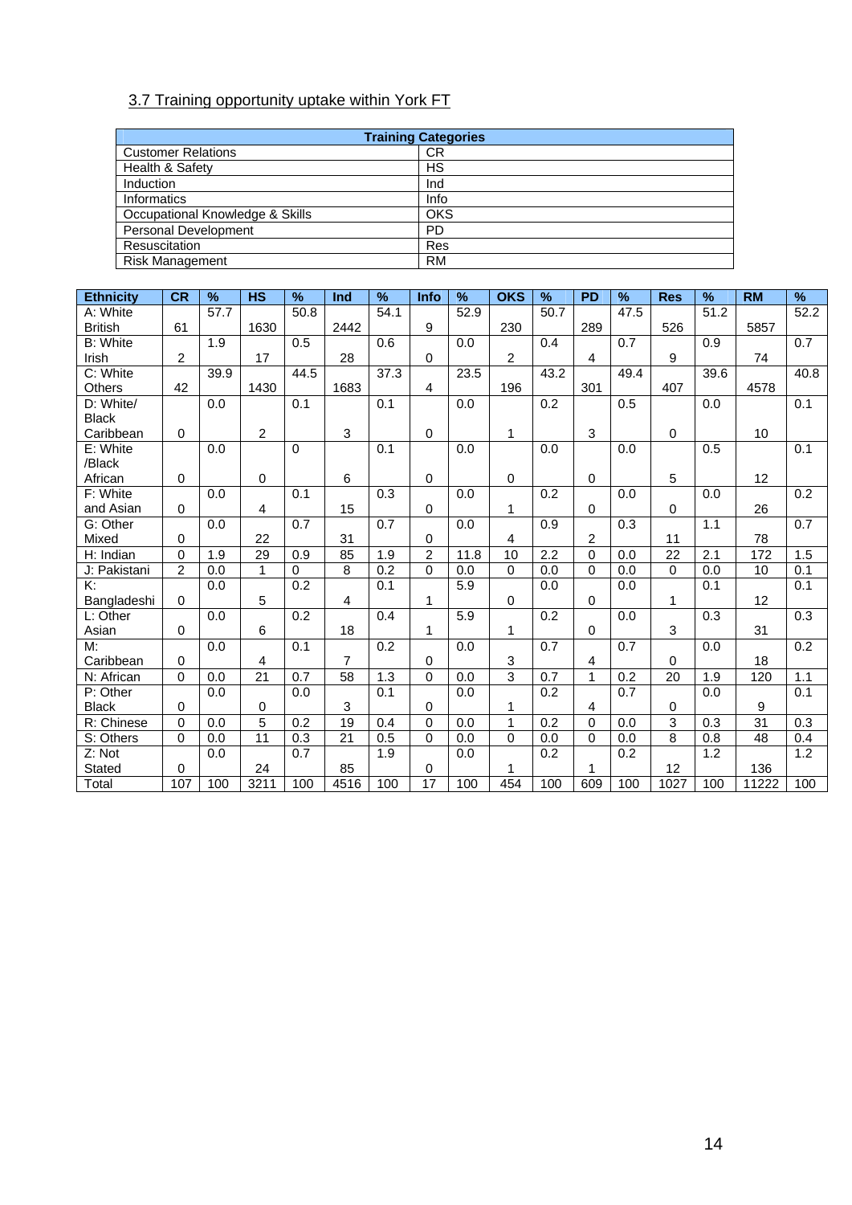## 3.7 Training opportunity uptake within York FT

| Training Categories | |
|---|---|
| Customer Relations | CR |
| Health & Safety | HS |
| Induction | Ind |
| Informatics | Info |
| Occupational Knowledge & Skills | OKS |
| Personal Development | PD |
| Resuscitation | Res |
| Risk Management | RM |

| Ethnicity | CR | % | HS | % | Ind | % | Info | % | OKS | % | PD | % | Res | % | RM | % |
|---|---|---|---|---|---|---|---|---|---|---|---|---|---|---|---|---|
| A: White British | 61 | 57.7 | 1630 | 50.8 | 2442 | 54.1 | 9 | 52.9 | 230 | 50.7 | 289 | 47.5 | 526 | 51.2 | 5857 | 52.2 |
| B: White Irish | 2 | 1.9 | 17 | 0.5 | 28 | 0.6 | 0 | 0.0 | 2 | 0.4 | 4 | 0.7 | 9 | 0.9 | 74 | 0.7 |
| C: White Others | 42 | 39.9 | 1430 | 44.5 | 1683 | 37.3 | 4 | 23.5 | 196 | 43.2 | 301 | 49.4 | 407 | 39.6 | 4578 | 40.8 |
| D: White/ Black Caribbean | 0 | 0.0 | 2 | 0.1 | 3 | 0.1 | 0 | 0.0 | 1 | 0.2 | 3 | 0.5 | 0 | 0.0 | 10 | 0.1 |
| E: White /Black African | 0 | 0.0 | 0 | 0 | 6 | 0.1 | 0 | 0.0 | 0 | 0.0 | 0 | 0.0 | 5 | 0.5 | 12 | 0.1 |
| F: White and Asian | 0 | 0.0 | 4 | 0.1 | 15 | 0.3 | 0 | 0.0 | 1 | 0.2 | 0 | 0.0 | 0 | 0.0 | 26 | 0.2 |
| G: Other Mixed | 0 | 0.0 | 22 | 0.7 | 31 | 0.7 | 0 | 0.0 | 4 | 0.9 | 2 | 0.3 | 11 | 1.1 | 78 | 0.7 |
| H: Indian | 0 | 1.9 | 29 | 0.9 | 85 | 1.9 | 2 | 11.8 | 10 | 2.2 | 0 | 0.0 | 22 | 2.1 | 172 | 1.5 |
| J: Pakistani | 2 | 0.0 | 1 | 0 | 8 | 0.2 | 0 | 0.0 | 0 | 0.0 | 0 | 0.0 | 0 | 0.0 | 10 | 0.1 |
| K: Bangladeshi | 0 | 0.0 | 5 | 0.2 | 4 | 0.1 | 1 | 5.9 | 0 | 0.0 | 0 | 0.0 | 1 | 0.1 | 12 | 0.1 |
| L: Other Asian | 0 | 0.0 | 6 | 0.2 | 18 | 0.4 | 1 | 5.9 | 1 | 0.2 | 0 | 0.0 | 3 | 0.3 | 31 | 0.3 |
| M: Caribbean | 0 | 0.0 | 4 | 0.1 | 7 | 0.2 | 0 | 0.0 | 3 | 0.7 | 4 | 0.7 | 0 | 0.0 | 18 | 0.2 |
| N: African | 0 | 0.0 | 21 | 0.7 | 58 | 1.3 | 0 | 0.0 | 3 | 0.7 | 1 | 0.2 | 20 | 1.9 | 120 | 1.1 |
| P: Other Black | 0 | 0.0 | 0 | 0.0 | 3 | 0.1 | 0 | 0.0 | 1 | 0.2 | 4 | 0.7 | 0 | 0.0 | 9 | 0.1 |
| R: Chinese | 0 | 0.0 | 5 | 0.2 | 19 | 0.4 | 0 | 0.0 | 1 | 0.2 | 0 | 0.0 | 3 | 0.3 | 31 | 0.3 |
| S: Others | 0 | 0.0 | 11 | 0.3 | 21 | 0.5 | 0 | 0.0 | 0 | 0.0 | 0 | 0.0 | 8 | 0.8 | 48 | 0.4 |
| Z: Not Stated | 0 | 0.0 | 24 | 0.7 | 85 | 1.9 | 0 | 0.0 | 1 | 0.2 | 1 | 0.2 | 12 | 1.2 | 136 | 1.2 |
| Total | 107 | 100 | 3211 | 100 | 4516 | 100 | 17 | 100 | 454 | 100 | 609 | 100 | 1027 | 100 | 11222 | 100 |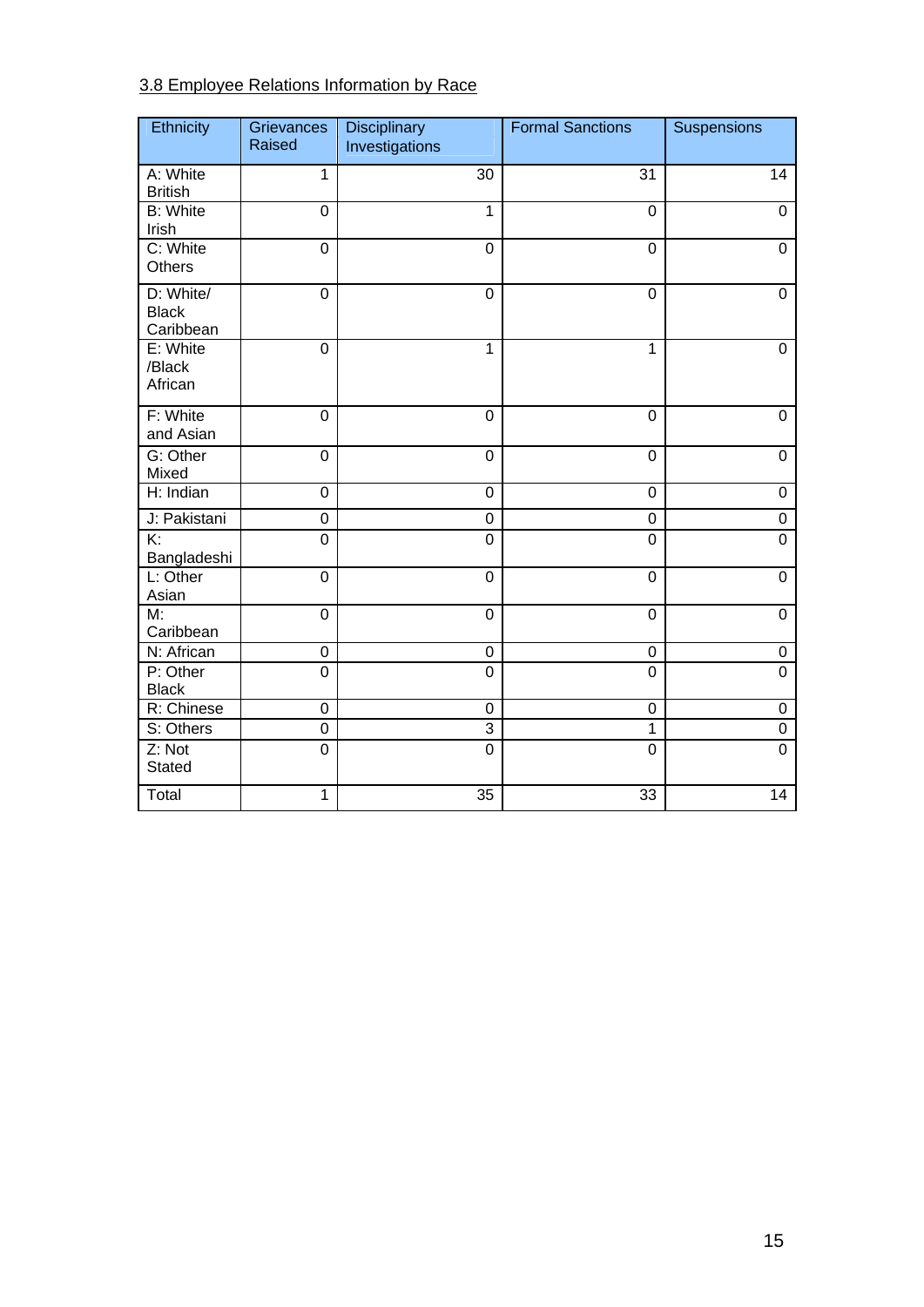3.8 Employee Relations Information by Race

| Ethnicity | Grievances Raised | Disciplinary Investigations | Formal Sanctions | Suspensions |
|---|---|---|---|---|
| A: White British | 1 | 30 | 31 | 14 |
| B: White Irish | 0 | 1 | 0 | 0 |
| C: White Others | 0 | 0 | 0 | 0 |
| D: White/ Black Caribbean | 0 | 0 | 0 | 0 |
| E: White /Black African | 0 | 1 | 1 | 0 |
| F: White and Asian | 0 | 0 | 0 | 0 |
| G: Other Mixed | 0 | 0 | 0 | 0 |
| H: Indian | 0 | 0 | 0 | 0 |
| J: Pakistani | 0 | 0 | 0 | 0 |
| K: Bangladeshi | 0 | 0 | 0 | 0 |
| L: Other Asian | 0 | 0 | 0 | 0 |
| M: Caribbean | 0 | 0 | 0 | 0 |
| N: African | 0 | 0 | 0 | 0 |
| P: Other Black | 0 | 0 | 0 | 0 |
| R: Chinese | 0 | 0 | 0 | 0 |
| S: Others | 0 | 3 | 1 | 0 |
| Z: Not Stated | 0 | 0 | 0 | 0 |
| Total | 1 | 35 | 33 | 14 |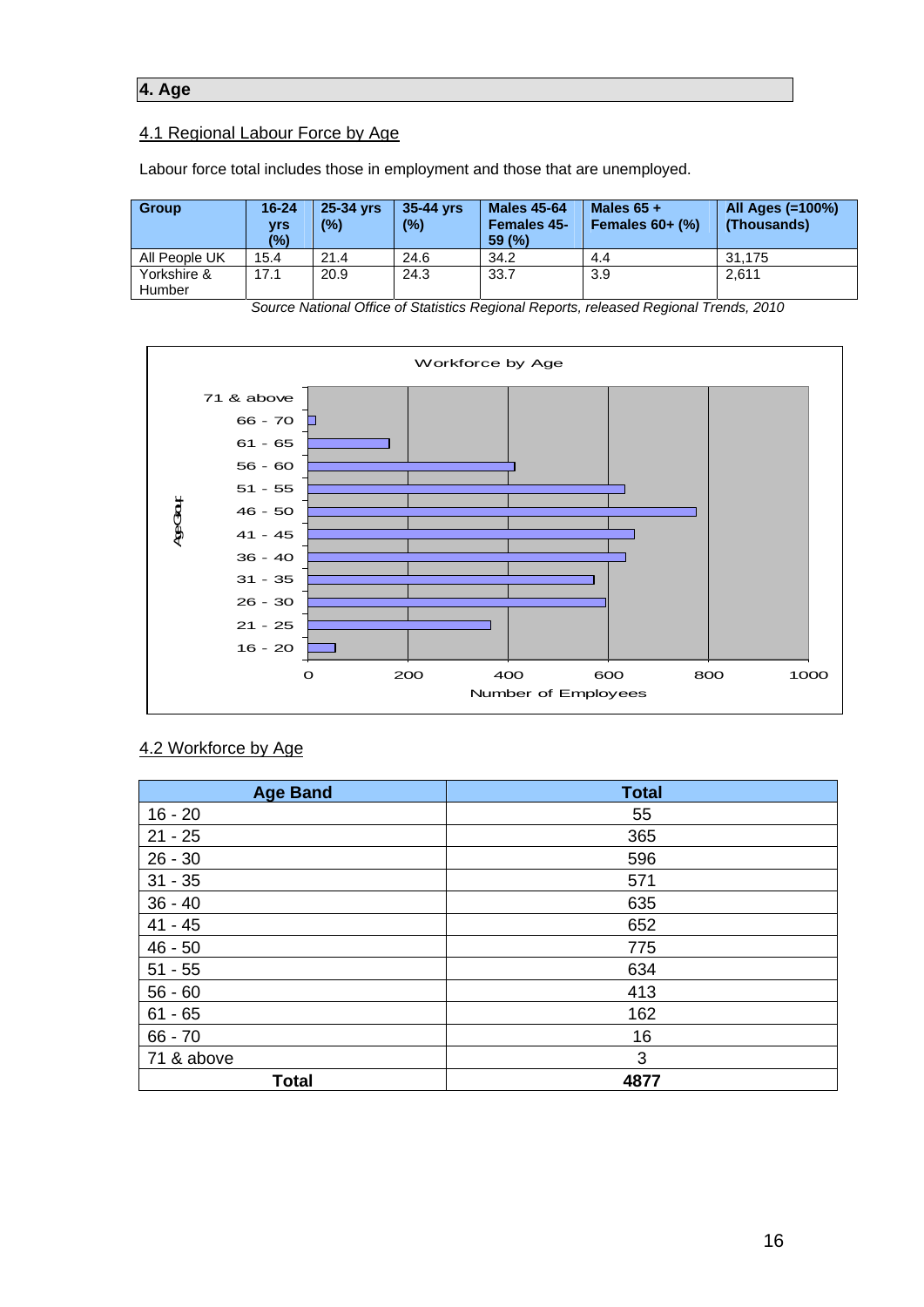## 4. Age

### 4.1 Regional Labour Force by Age

Labour force total includes those in employment and those that are unemployed.

| Group | 16-24 yrs (%) | 25-34 yrs (%) | 35-44 yrs (%) | Males 45-64 Females 45-59 (%) | Males 65 + Females 60+ (%) | All Ages (=100%) (Thousands) |
|---|---|---|---|---|---|---|
| All People UK | 15.4 | 21.4 | 24.6 | 34.2 | 4.4 | 31,175 |
| Yorkshire & Humber | 17.1 | 20.9 | 24.3 | 33.7 | 3.9 | 2,611 |

*Source National Office of Statistics Regional Reports, released Regional Trends, 2010*

Workforce by Age

### 4.2 Workforce by Age

| Age Band | Total |
|---|---|
| 16 - 20 | 55 |
| 21 - 25 | 365 |
| 26 - 30 | 596 |
| 31 - 35 | 571 |
| 36 - 40 | 635 |
| 41 - 45 | 652 |
| 46 - 50 | 775 |
| 51 - 55 | 634 |
| 56 - 60 | 413 |
| 61 - 65 | 162 |
| 66 - 70 | 16 |
| 71 & above | 3 |
| **Total** | **4877** |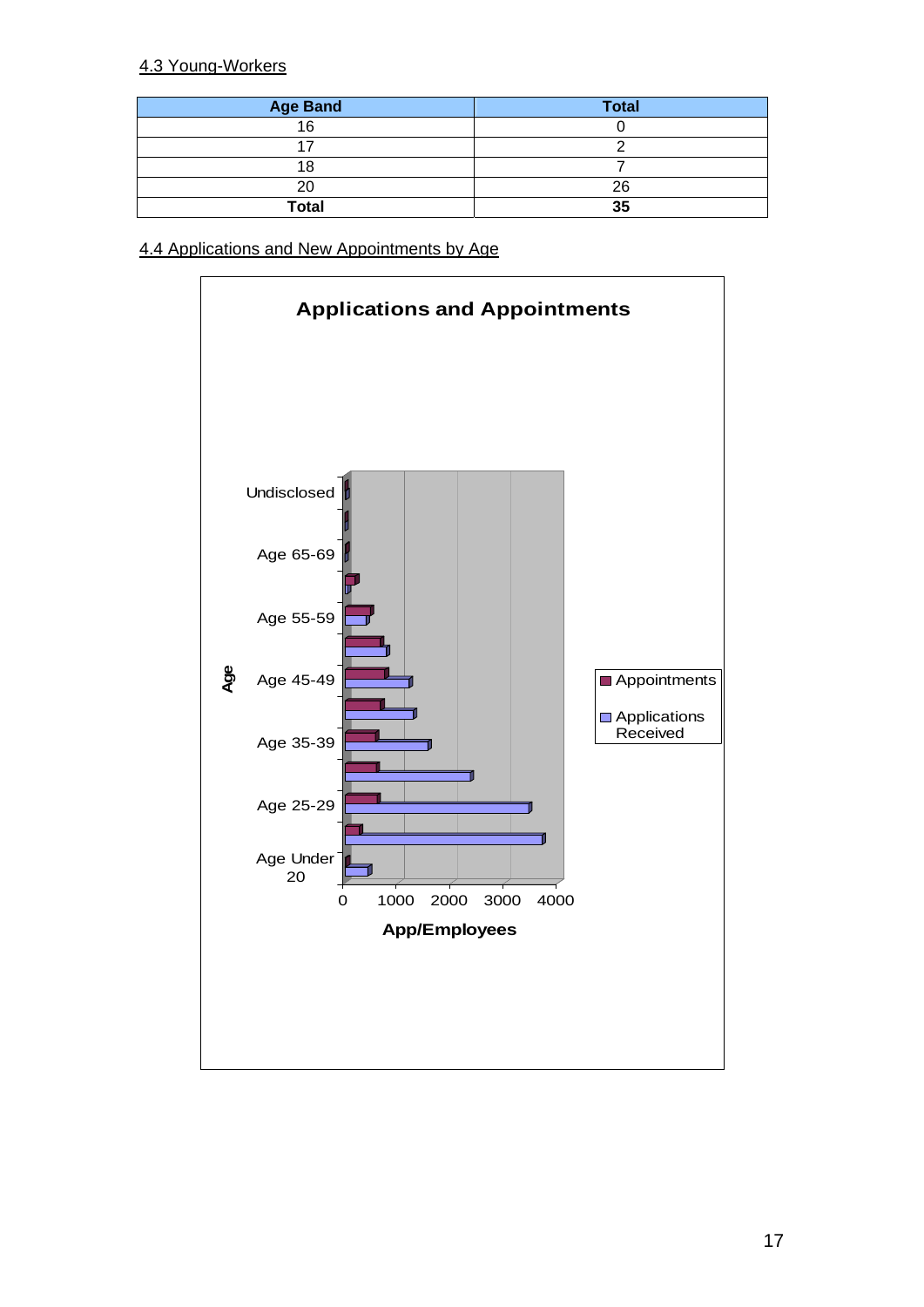4.3 Young-Workers

| Age Band | Total |
|---|---|
| 16 | 0 |
| 17 | 2 |
| 18 | 7 |
| 20 | 26 |
| **Total** | **35** |

4.4 Applications and New Appointments by Age

**Applications and Appointments**

Age: Undisclosed, Age 65-69, Age 55-59, Age 45-49, Age 35-39, Age 25-29, Age Under 20

App/Employees: 0, 1000, 2000, 3000, 4000

Appointments

Applications Received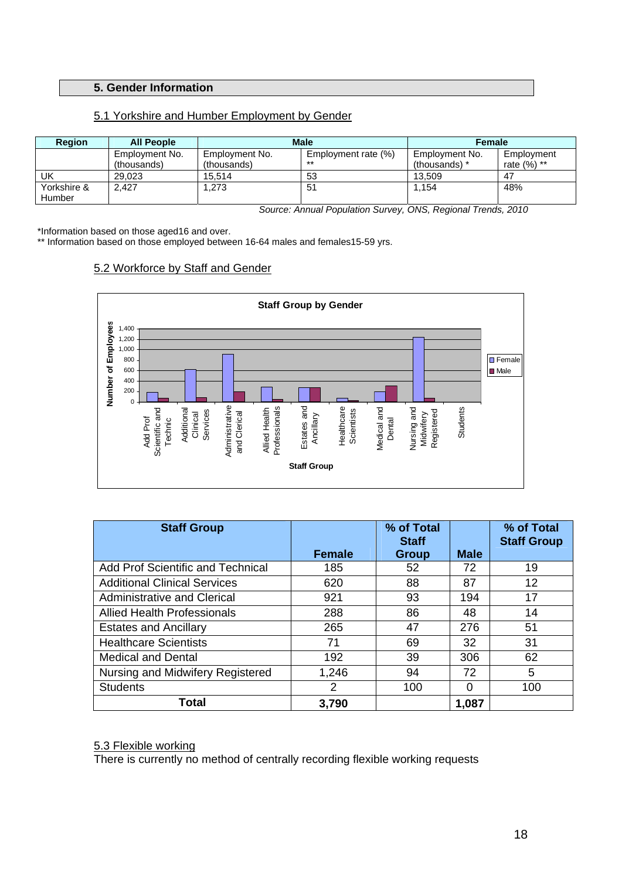## 5. Gender Information

### 5.1 Yorkshire and Humber Employment by Gender

| Region | All People | Male | | Female | |
|---|---|---|---|---|---|
| | Employment No. (thousands) | Employment No. (thousands) | Employment rate (%) ** | Employment No. (thousands) * | Employment rate (%) ** |
| UK | 29,023 | 15,514 | 53 | 13,509 | 47 |
| Yorkshire & Humber | 2,427 | 1,273 | 51 | 1,154 | 48% |

*Source: Annual Population Survey, ONS, Regional Trends, 2010*

*Information based on those aged16 and over.
** Information based on those employed between 16-64 males and females15-59 yrs.

### 5.2 Workforce by Staff and Gender

**Staff Group by Gender**

| Staff Group | Female | % of Total Staff Group | Male | % of Total Staff Group |
|---|---|---|---|---|
| Add Prof Scientific and Technical | 185 | 52 | 72 | 19 |
| Additional Clinical Services | 620 | 88 | 87 | 12 |
| Administrative and Clerical | 921 | 93 | 194 | 17 |
| Allied Health Professionals | 288 | 86 | 48 | 14 |
| Estates and Ancillary | 265 | 47 | 276 | 51 |
| Healthcare Scientists | 71 | 69 | 32 | 31 |
| Medical and Dental | 192 | 39 | 306 | 62 |
| Nursing and Midwifery Registered | 1,246 | 94 | 72 | 5 |
| Students | 2 | 100 | 0 | 100 |
| **Total** | **3,790** | | **1,087** | |

### 5.3 Flexible working

There is currently no method of centrally recording flexible working requests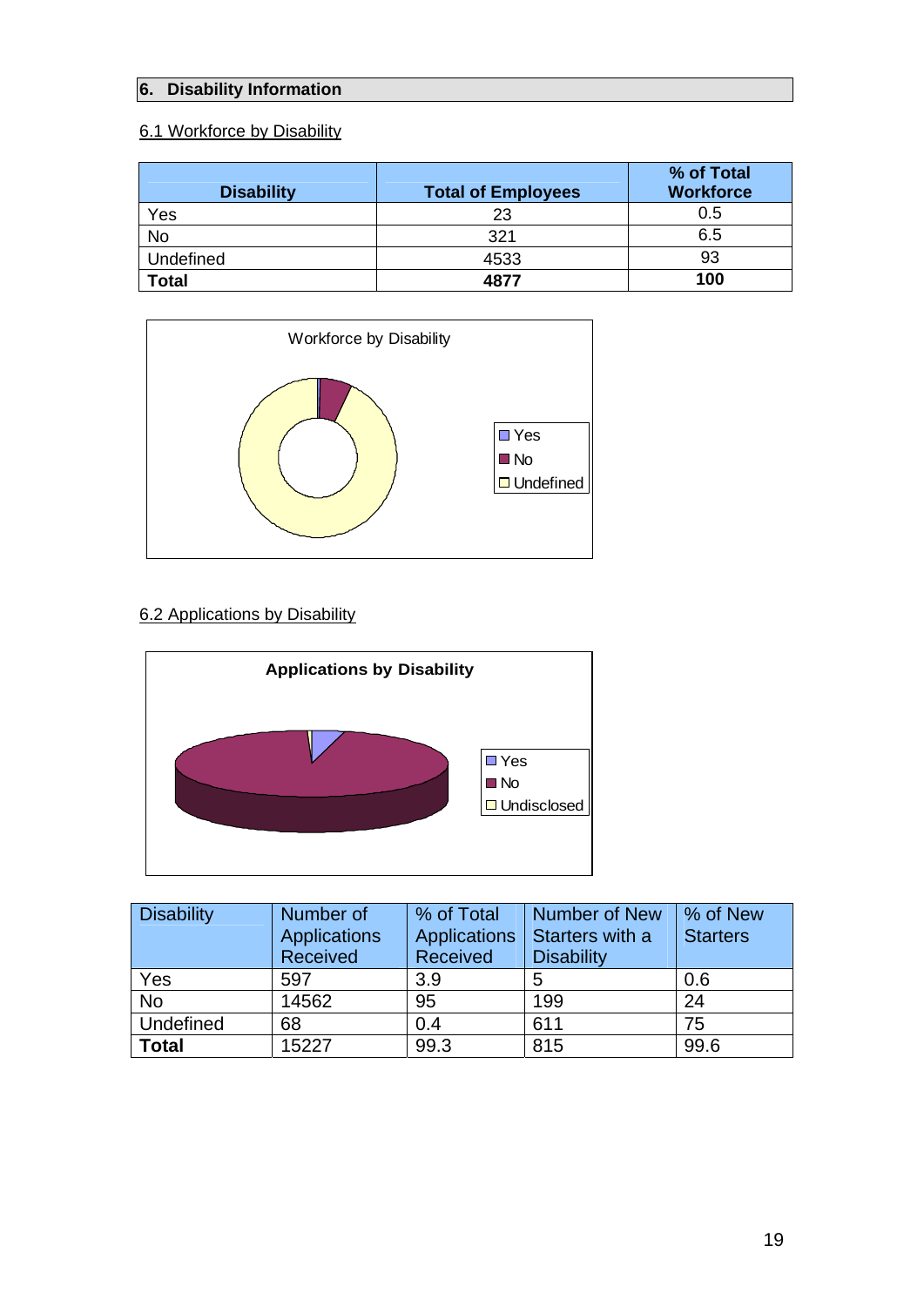## 6. Disability Information

### 6.1 Workforce by Disability

| Disability | Total of Employees | % of Total Workforce |
|---|---|---|
| Yes | 23 | 0.5 |
| No | 321 | 6.5 |
| Undefined | 4533 | 93 |
| **Total** | **4877** | **100** |

### 6.2 Applications by Disability

| Disability | Number of Applications Received | % of Total Applications Received | Number of New Starters with a Disability | % of New Starters |
|---|---|---|---|---|
| Yes | 597 | 3.9 | 5 | 0.6 |
| No | 14562 | 95 | 199 | 24 |
| Undefined | 68 | 0.4 | 611 | 75 |
| **Total** | 15227 | 99.3 | 815 | 99.6 |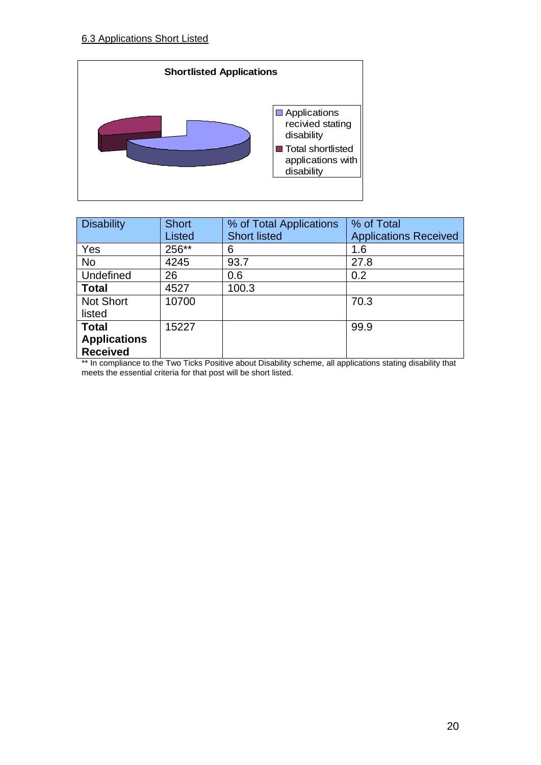## 6.3 Applications Short Listed

**Shortlisted Applications**

- Applications recivied stating disability
- Total shortlisted applications with disability

| Disability | Short Listed | % of Total Applications Short listed | % of Total Applications Received |
|---|---|---|---|
| Yes | 256** | 6 | 1.6 |
| No | 4245 | 93.7 | 27.8 |
| Undefined | 26 | 0.6 | 0.2 |
| **Total** | 4527 | 100.3 | |
| Not Short listed | 10700 | | 70.3 |
| **Total Applications Received** | 15227 | | 99.9 |

** In compliance to the Two Ticks Positive about Disability scheme, all applications stating disability that meets the essential criteria for that post will be short listed.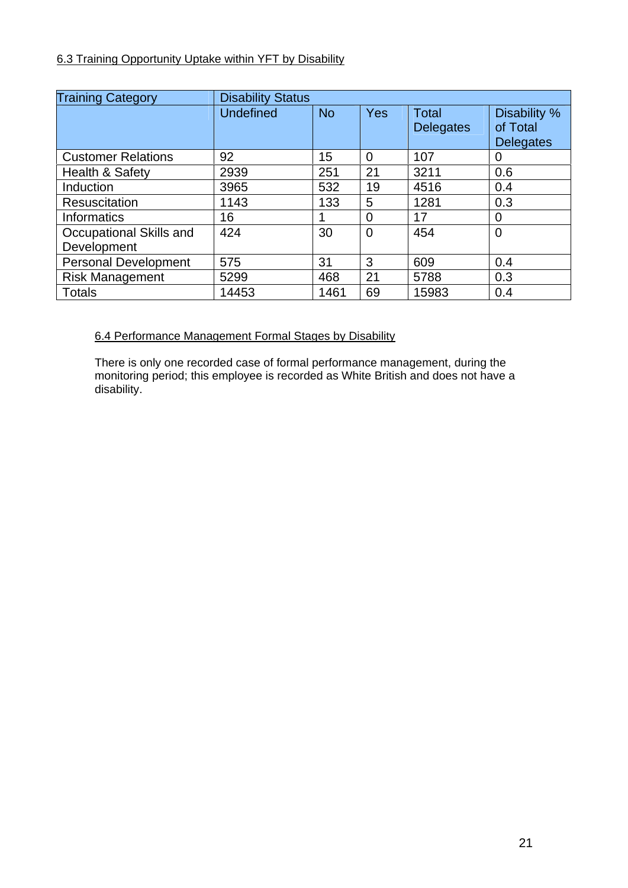6.3 Training Opportunity Uptake within YFT by Disability

| Training Category | Disability Status | | | | |
|---|---|---|---|---|---|
| | Undefined | No | Yes | Total Delegates | Disability % of Total Delegates |
| Customer Relations | 92 | 15 | 0 | 107 | 0 |
| Health & Safety | 2939 | 251 | 21 | 3211 | 0.6 |
| Induction | 3965 | 532 | 19 | 4516 | 0.4 |
| Resuscitation | 1143 | 133 | 5 | 1281 | 0.3 |
| Informatics | 16 | 1 | 0 | 17 | 0 |
| Occupational Skills and Development | 424 | 30 | 0 | 454 | 0 |
| Personal Development | 575 | 31 | 3 | 609 | 0.4 |
| Risk Management | 5299 | 468 | 21 | 5788 | 0.3 |
| Totals | 14453 | 1461 | 69 | 15983 | 0.4 |

6.4 Performance Management Formal Stages by Disability

There is only one recorded case of formal performance management, during the monitoring period; this employee is recorded as White British and does not have a disability.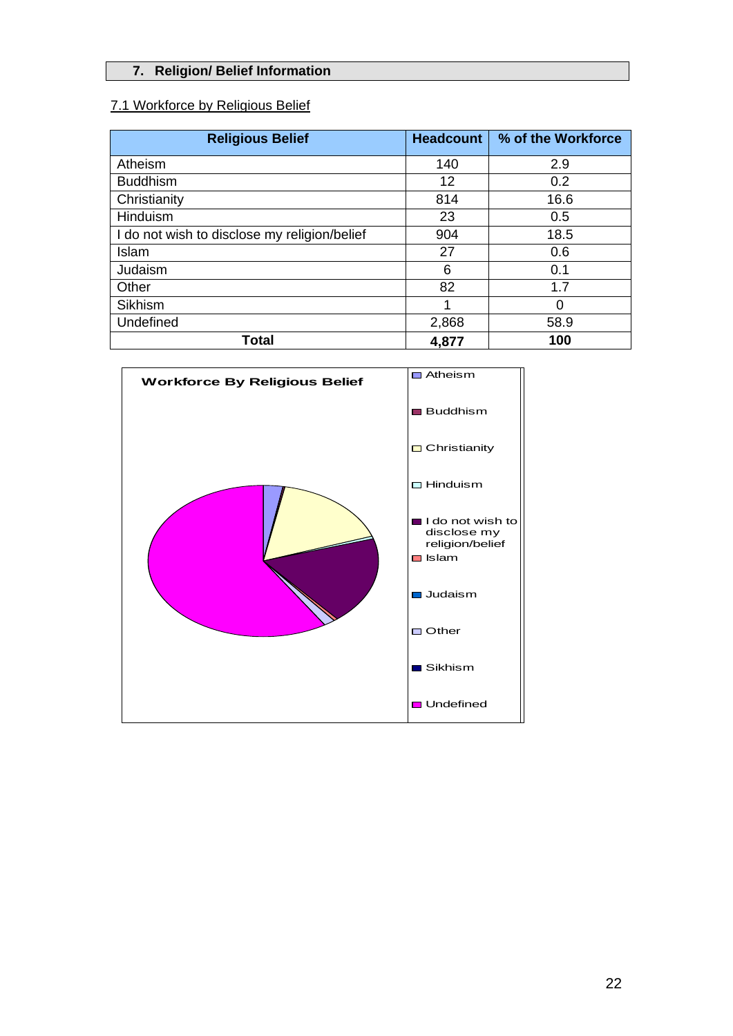## 7. Religion/ Belief Information

### 7.1 Workforce by Religious Belief

| Religious Belief | Headcount | % of the Workforce |
|---|---|---|
| Atheism | 140 | 2.9 |
| Buddhism | 12 | 0.2 |
| Christianity | 814 | 16.6 |
| Hinduism | 23 | 0.5 |
| I do not wish to disclose my religion/belief | 904 | 18.5 |
| Islam | 27 | 0.6 |
| Judaism | 6 | 0.1 |
| Other | 82 | 1.7 |
| Sikhism | 1 | 0 |
| Undefined | 2,868 | 58.9 |
| **Total** | **4,877** | **100** |

**Workforce By Religious Belief**

- Atheism
- Buddhism
- Christianity
- Hinduism
- I do not wish to disclose my religion/belief
- Islam
- Judaism
- Other
- Sikhism
- Undefined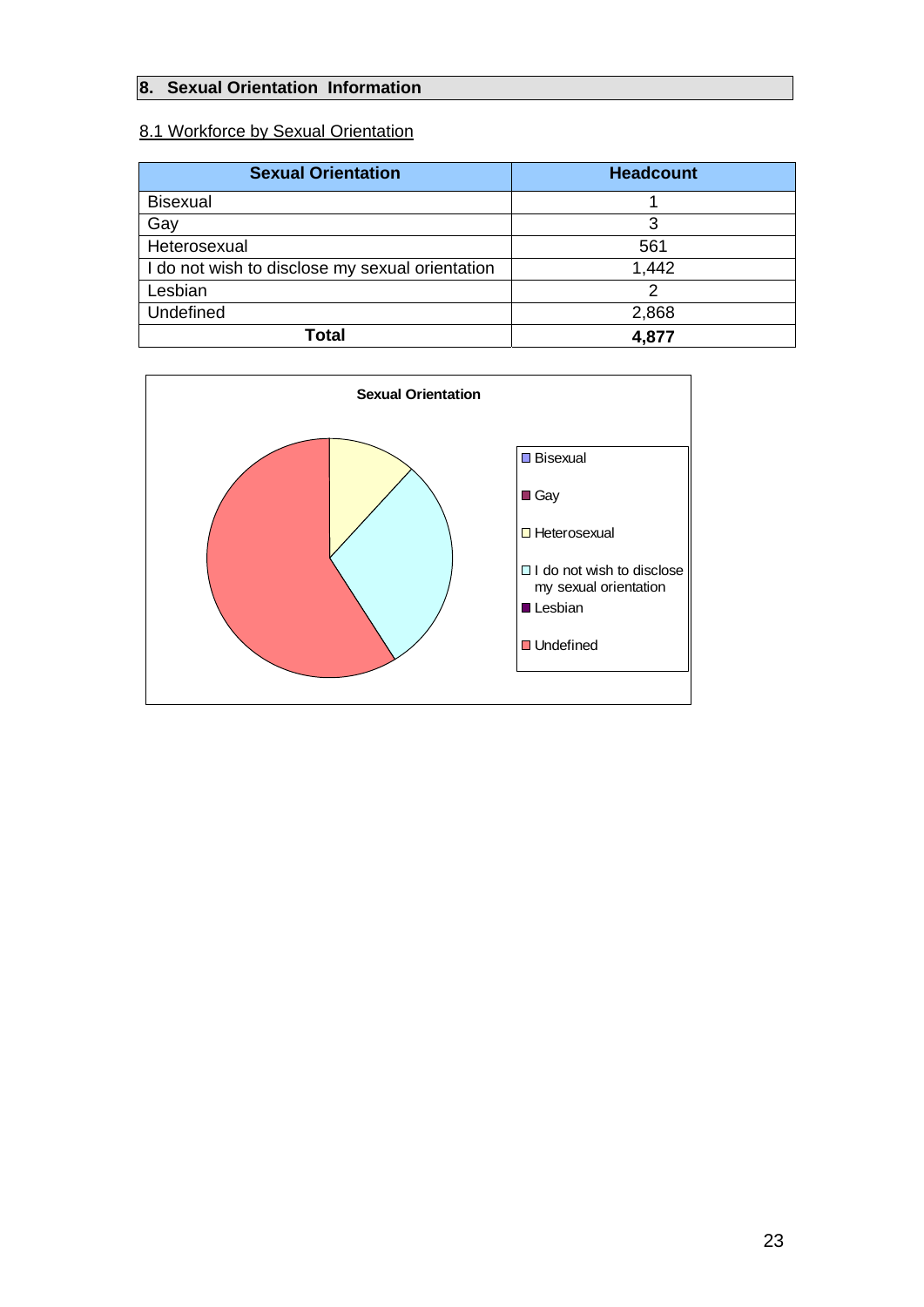## 8. Sexual Orientation Information

### 8.1 Workforce by Sexual Orientation

| Sexual Orientation | Headcount |
|---|---|
| Bisexual | 1 |
| Gay | 3 |
| Heterosexual | 561 |
| I do not wish to disclose my sexual orientation | 1,442 |
| Lesbian | 2 |
| Undefined | 2,868 |
| **Total** | **4,877** |

**Sexual Orientation**

- Bisexual
- Gay
- Heterosexual
- I do not wish to disclose my sexual orientation
- Lesbian
- Undefined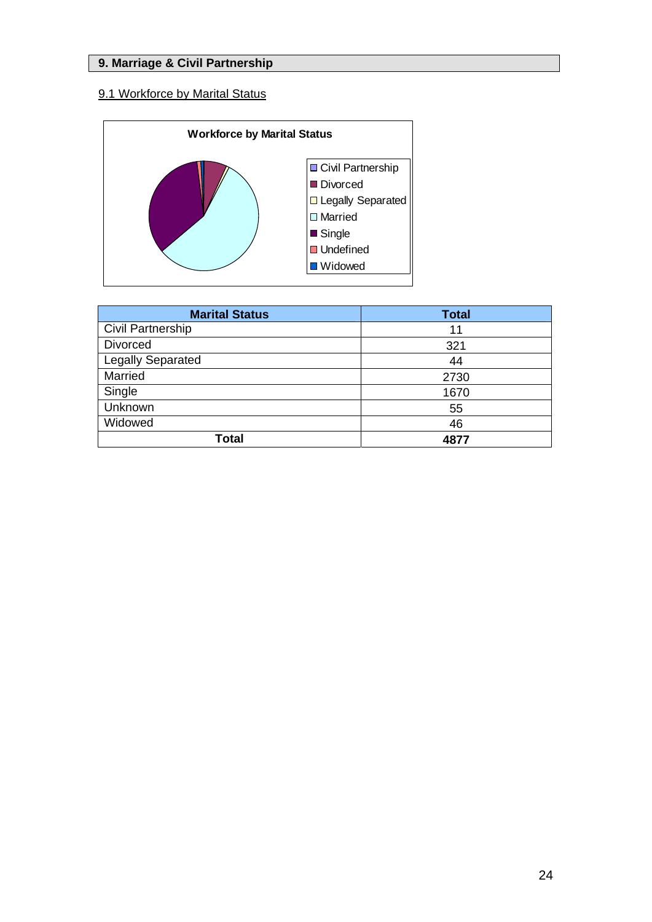## 9. Marriage & Civil Partnership

### 9.1 Workforce by Marital Status

Workforce by Marital Status

Civil Partnership
Divorced
Legally Separated
Married
Single
Undefined
Widowed

| Marital Status | Total |
|---|---|
| Civil Partnership | 11 |
| Divorced | 321 |
| Legally Separated | 44 |
| Married | 2730 |
| Single | 1670 |
| Unknown | 55 |
| Widowed | 46 |
| **Total** | **4877** |